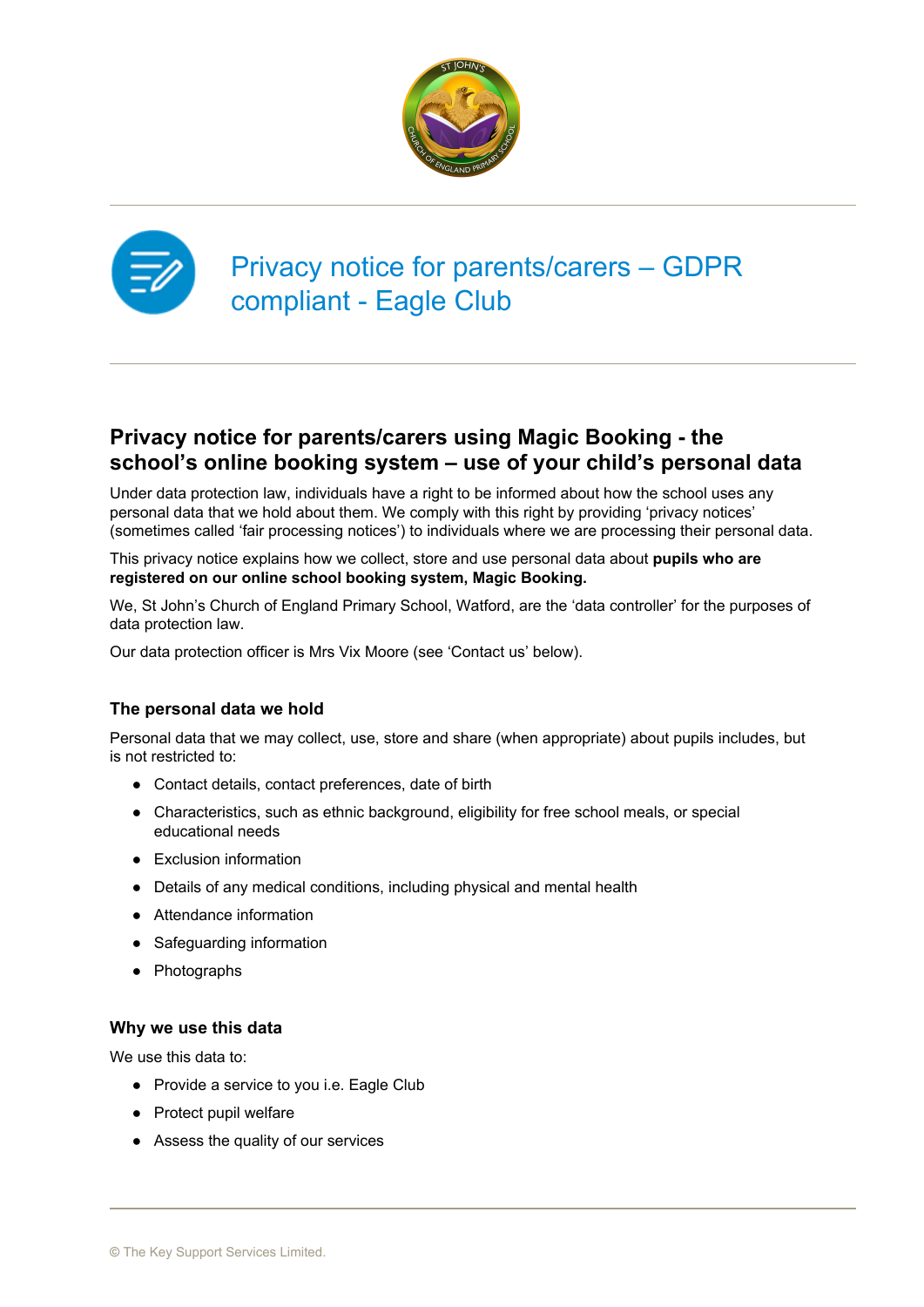# Privacy notice for parents/carers – GDPR compliant - Eagle Club

## Privacy notice for parents/carers using Magic Booking - the school's online booking system – use of your child's personal data

Under data protection law, individuals have a right to be informed about how the school uses any personal data that we hold about them. We comply with this right by providing 'privacy notices' (sometimes called 'fair processing notices') to individuals where we are processing their personal data.

This privacy notice explains how we collect, store and use personal data about **pupils who are registered on our online school booking system, Magic Booking.**

We, St John's Church of England Primary School, Watford, are the 'data controller' for the purposes of data protection law.

Our data protection officer is Mrs Vix Moore (see 'Contact us' below).

### The personal data we hold

Personal data that we may collect, use, store and share (when appropriate) about pupils includes, but is not restricted to:

- Contact details, contact preferences, date of birth
- Characteristics, such as ethnic background, eligibility for free school meals, or special educational needs
- Exclusion information
- Details of any medical conditions, including physical and mental health
- Attendance information
- Safeguarding information
- Photographs

### Why we use this data

We use this data to:

- Provide a service to you i.e. Eagle Club
- Protect pupil welfare
- Assess the quality of our services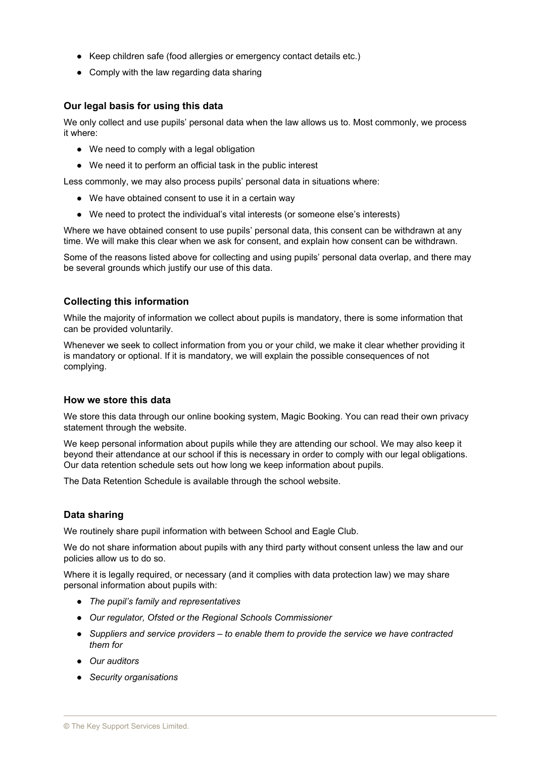- Keep children safe (food allergies or emergency contact details etc.)
- Comply with the law regarding data sharing

### Our legal basis for using this data

We only collect and use pupils' personal data when the law allows us to. Most commonly, we process it where:

- We need to comply with a legal obligation
- We need it to perform an official task in the public interest

Less commonly, we may also process pupils' personal data in situations where:

- We have obtained consent to use it in a certain way
- We need to protect the individual's vital interests (or someone else's interests)

Where we have obtained consent to use pupils' personal data, this consent can be withdrawn at any time. We will make this clear when we ask for consent, and explain how consent can be withdrawn.

Some of the reasons listed above for collecting and using pupils' personal data overlap, and there may be several grounds which justify our use of this data.

### Collecting this information

While the majority of information we collect about pupils is mandatory, there is some information that can be provided voluntarily.

Whenever we seek to collect information from you or your child, we make it clear whether providing it is mandatory or optional. If it is mandatory, we will explain the possible consequences of not complying.

### How we store this data

We store this data through our online booking system, Magic Booking. You can read their own privacy statement through the website.

We keep personal information about pupils while they are attending our school. We may also keep it beyond their attendance at our school if this is necessary in order to comply with our legal obligations. Our data retention schedule sets out how long we keep information about pupils.

The Data Retention Schedule is available through the school website.

### Data sharing

We routinely share pupil information with between School and Eagle Club.

We do not share information about pupils with any third party without consent unless the law and our policies allow us to do so.

Where it is legally required, or necessary (and it complies with data protection law) we may share personal information about pupils with:

- *The pupil's family and representatives*
- *Our regulator, Ofsted or the Regional Schools Commissioner*
- *Suppliers and service providers – to enable them to provide the service we have contracted them for*
- *Our auditors*
- *Security organisations*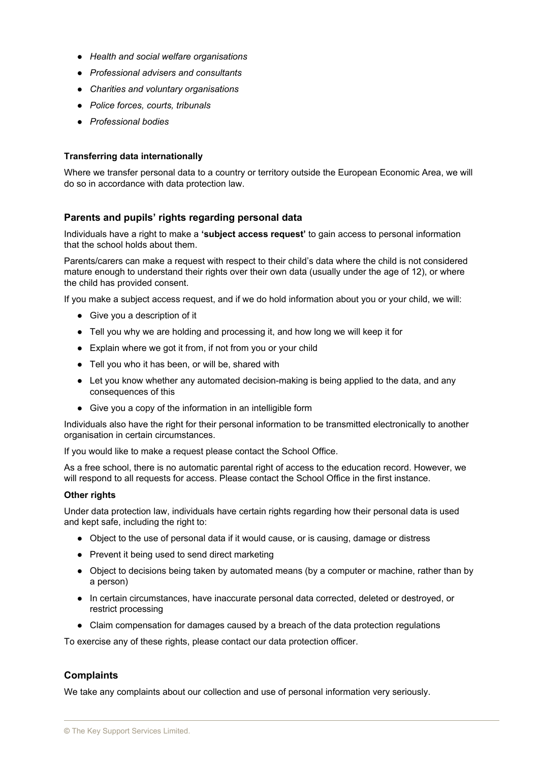- *Health and social welfare organisations*
- *Professional advisers and consultants*
- *Charities and voluntary organisations*
- *Police forces, courts, tribunals*
- *Professional bodies*

**Transferring data internationally**

Where we transfer personal data to a country or territory outside the European Economic Area, we will do so in accordance with data protection law.

## Parents and pupils' rights regarding personal data

Individuals have a right to make a **'subject access request'** to gain access to personal information that the school holds about them.

Parents/carers can make a request with respect to their child's data where the child is not considered mature enough to understand their rights over their own data (usually under the age of 12), or where the child has provided consent.

If you make a subject access request, and if we do hold information about you or your child, we will:

- Give you a description of it
- Tell you why we are holding and processing it, and how long we will keep it for
- Explain where we got it from, if not from you or your child
- Tell you who it has been, or will be, shared with
- Let you know whether any automated decision-making is being applied to the data, and any consequences of this
- Give you a copy of the information in an intelligible form

Individuals also have the right for their personal information to be transmitted electronically to another organisation in certain circumstances.

If you would like to make a request please contact the School Office.

As a free school, there is no automatic parental right of access to the education record. However, we will respond to all requests for access. Please contact the School Office in the first instance.

**Other rights**

Under data protection law, individuals have certain rights regarding how their personal data is used and kept safe, including the right to:

- Object to the use of personal data if it would cause, or is causing, damage or distress
- Prevent it being used to send direct marketing
- Object to decisions being taken by automated means (by a computer or machine, rather than by a person)
- In certain circumstances, have inaccurate personal data corrected, deleted or destroyed, or restrict processing
- Claim compensation for damages caused by a breach of the data protection regulations

To exercise any of these rights, please contact our data protection officer.

## Complaints

We take any complaints about our collection and use of personal information very seriously.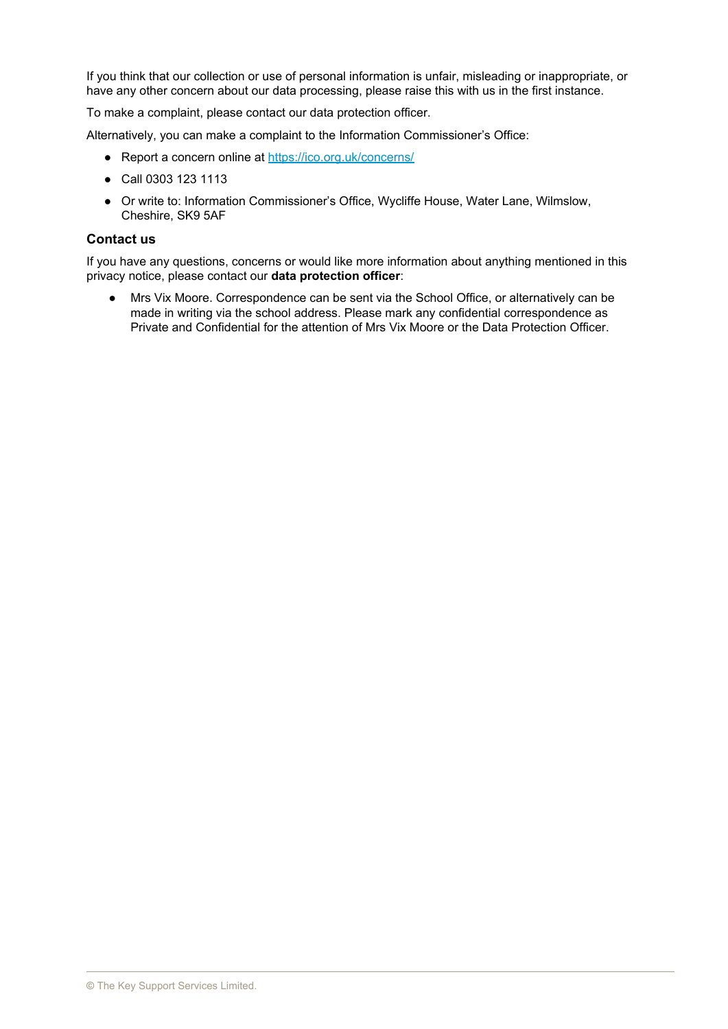If you think that our collection or use of personal information is unfair, misleading or inappropriate, or have any other concern about our data processing, please raise this with us in the first instance.

To make a complaint, please contact our data protection officer.

Alternatively, you can make a complaint to the Information Commissioner's Office:

- Report a concern online at https://ico.org.uk/concerns/
- Call 0303 123 1113
- Or write to: Information Commissioner's Office, Wycliffe House, Water Lane, Wilmslow, Cheshire, SK9 5AF

### Contact us

If you have any questions, concerns or would like more information about anything mentioned in this privacy notice, please contact our **data protection officer**:

- Mrs Vix Moore. Correspondence can be sent via the School Office, or alternatively can be made in writing via the school address. Please mark any confidential correspondence as Private and Confidential for the attention of Mrs Vix Moore or the Data Protection Officer.

© The Key Support Services Limited.